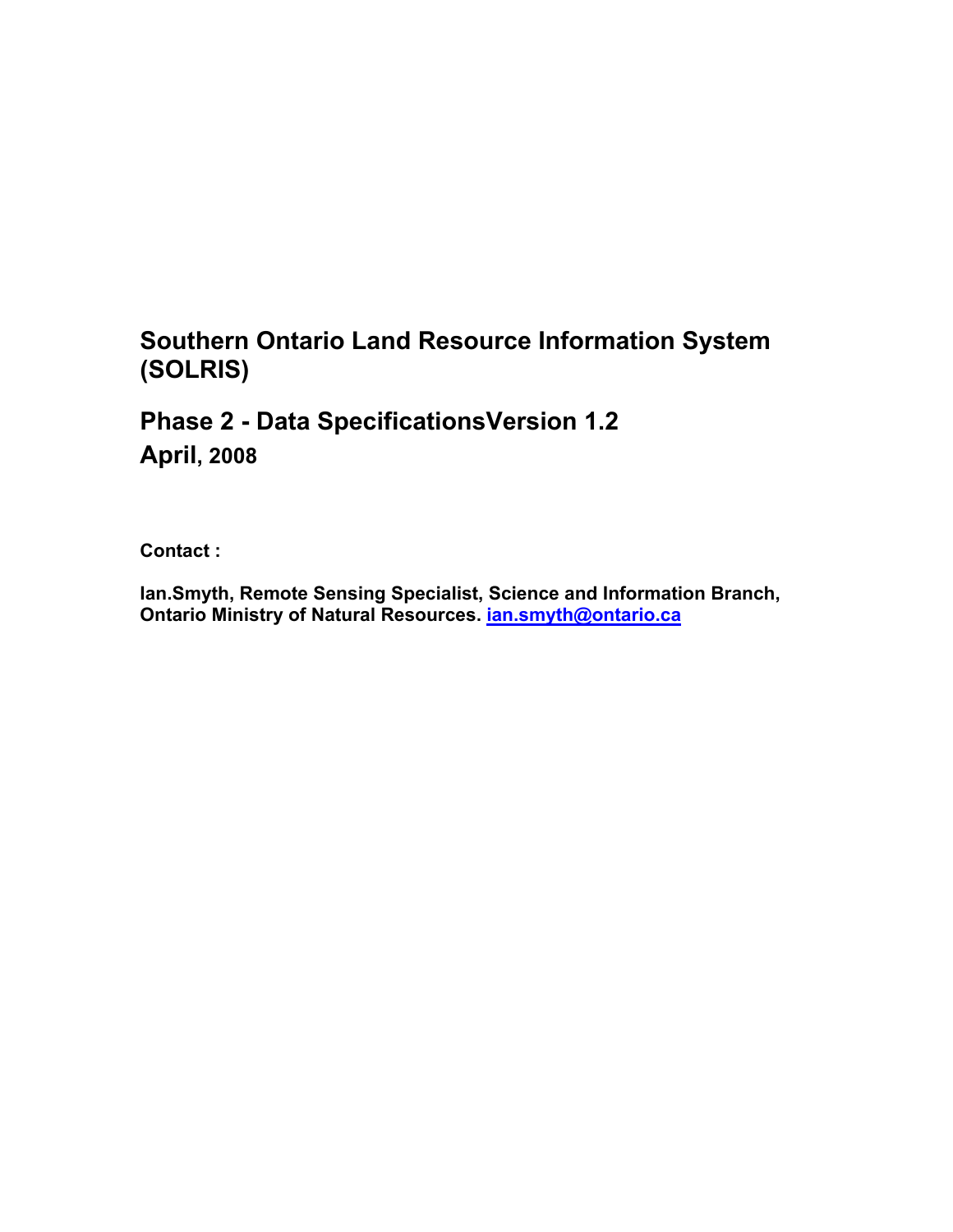# Southern Ontario Land Resource Information System (SOLRIS)

## Phase 2 - Data SpecificationsVersion 1.2
## April, 2008

**Contact :**

**Ian.Smyth, Remote Sensing Specialist, Science and Information Branch, Ontario Ministry of Natural Resources. ian.smyth@ontario.ca**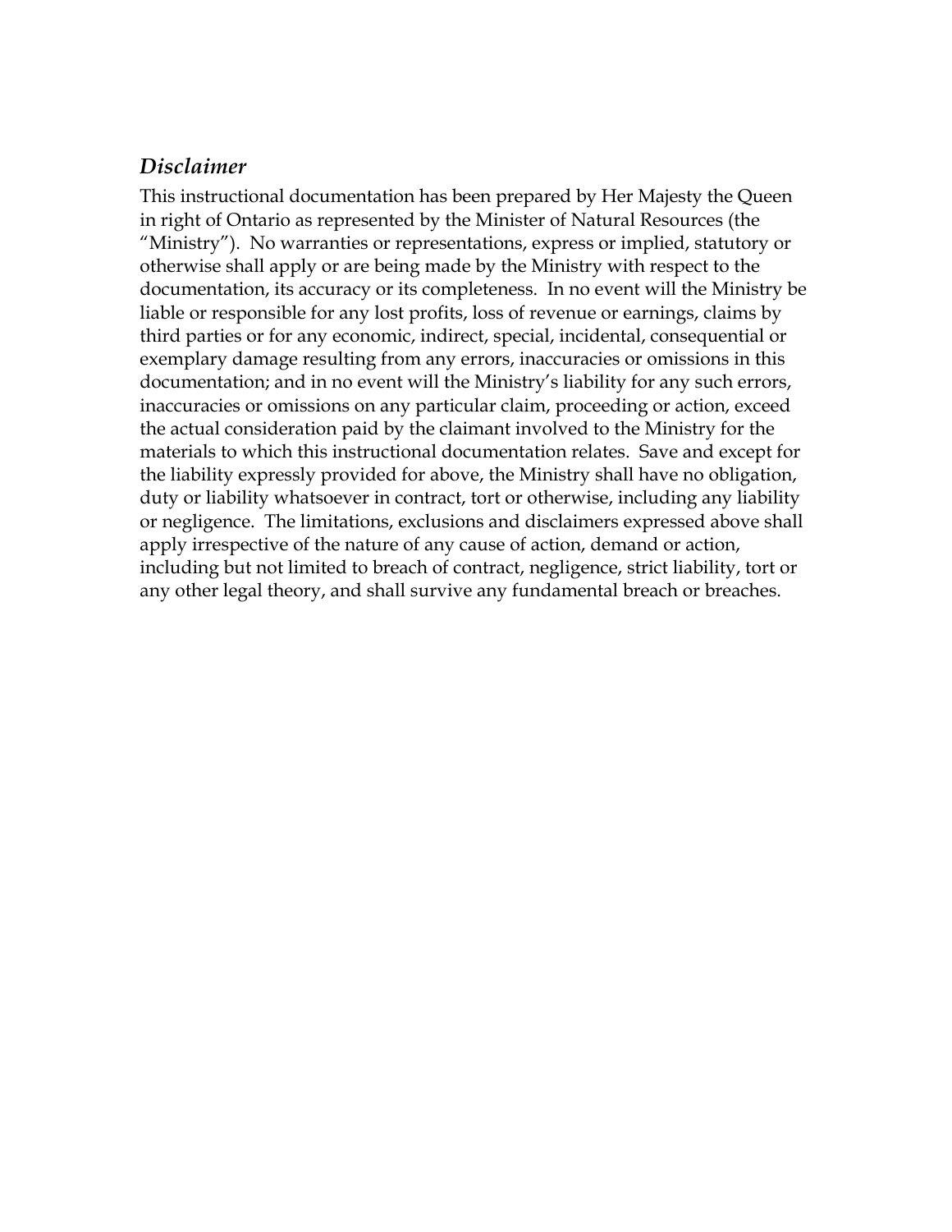## *Disclaimer*

This instructional documentation has been prepared by Her Majesty the Queen in right of Ontario as represented by the Minister of Natural Resources (the "Ministry"). No warranties or representations, express or implied, statutory or otherwise shall apply or are being made by the Ministry with respect to the documentation, its accuracy or its completeness. In no event will the Ministry be liable or responsible for any lost profits, loss of revenue or earnings, claims by third parties or for any economic, indirect, special, incidental, consequential or exemplary damage resulting from any errors, inaccuracies or omissions in this documentation; and in no event will the Ministry's liability for any such errors, inaccuracies or omissions on any particular claim, proceeding or action, exceed the actual consideration paid by the claimant involved to the Ministry for the materials to which this instructional documentation relates. Save and except for the liability expressly provided for above, the Ministry shall have no obligation, duty or liability whatsoever in contract, tort or otherwise, including any liability or negligence. The limitations, exclusions and disclaimers expressed above shall apply irrespective of the nature of any cause of action, demand or action, including but not limited to breach of contract, negligence, strict liability, tort or any other legal theory, and shall survive any fundamental breach or breaches.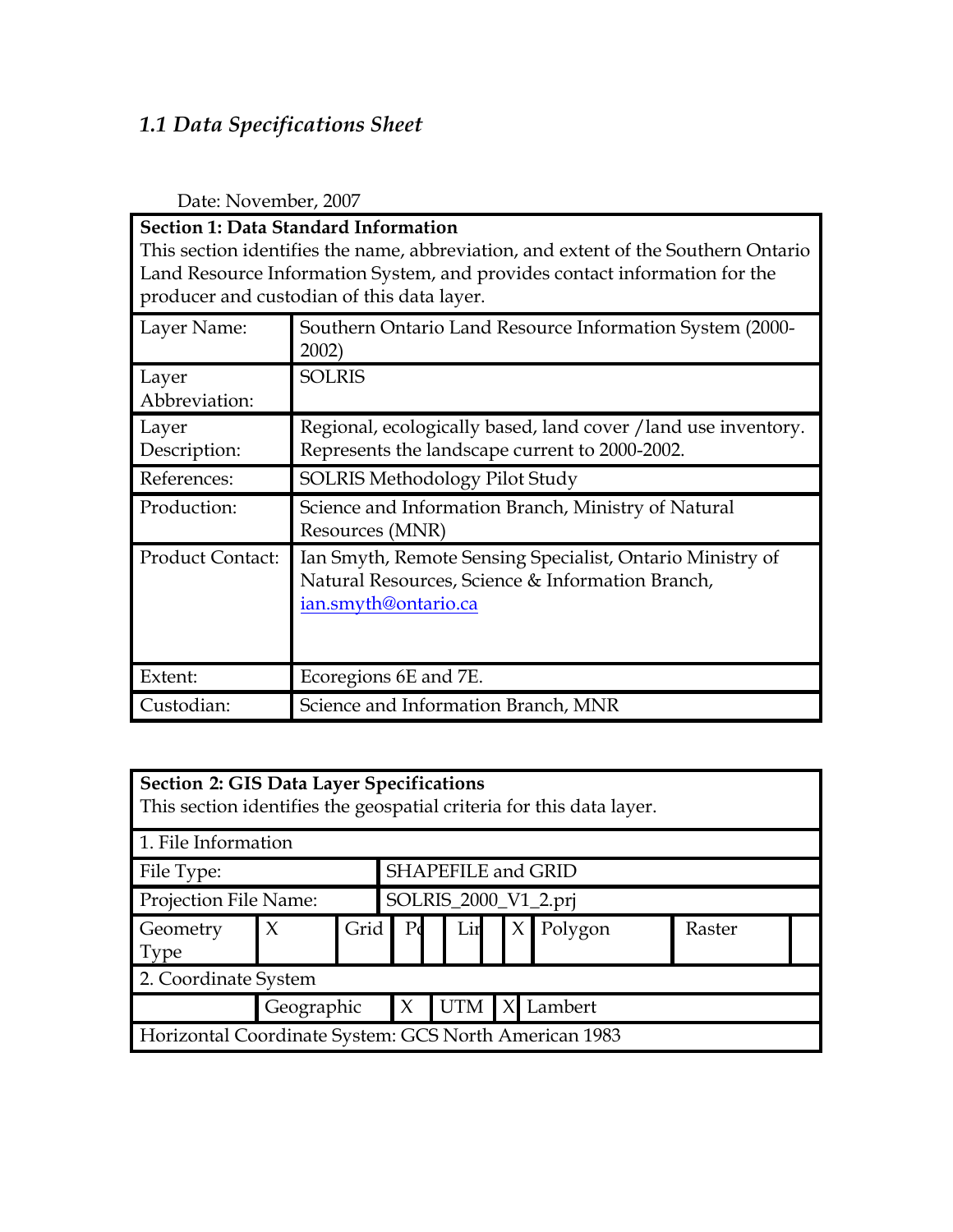### *1.1 Data Specifications Sheet*

Date: November, 2007

| **Section 1: Data Standard Information** This section identifies the name, abbreviation, and extent of the Southern Ontario Land Resource Information System, and provides contact information for the producer and custodian of this data layer. | |
|---|---|
| Layer Name: | Southern Ontario Land Resource Information System (2000-2002) |
| Layer Abbreviation: | SOLRIS |
| Layer Description: | Regional, ecologically based, land cover /land use inventory. Represents the landscape current to 2000-2002. |
| References: | SOLRIS Methodology Pilot Study |
| Production: | Science and Information Branch, Ministry of Natural Resources (MNR) |
| Product Contact: | Ian Smyth, Remote Sensing Specialist, Ontario Ministry of Natural Resources, Science & Information Branch, ian.smyth@ontario.ca |
| Extent: | Ecoregions 6E and 7E. |
| Custodian: | Science and Information Branch, MNR |

| **Section 2: GIS Data Layer Specifications** This section identifies the geospatial criteria for this data layer. | | | | | | | | | |
|---|---|---|---|---|---|---|---|---|---|
| 1. File Information | | | | | | | | | |
| File Type: | | | SHAPEFILE and GRID | | | | | | |
| Projection File Name: | | | SOLRIS_2000_V1_2.prj | | | | | | |
| Geometry Type | X | Grid | Po | | Lin | | X | Polygon | Raster |
| 2. Coordinate System | | | | | | | | | |
| | Geographic | | X | | UTM | | X | Lambert | |
| Horizontal Coordinate System: GCS North American 1983 | | | | | | | | | |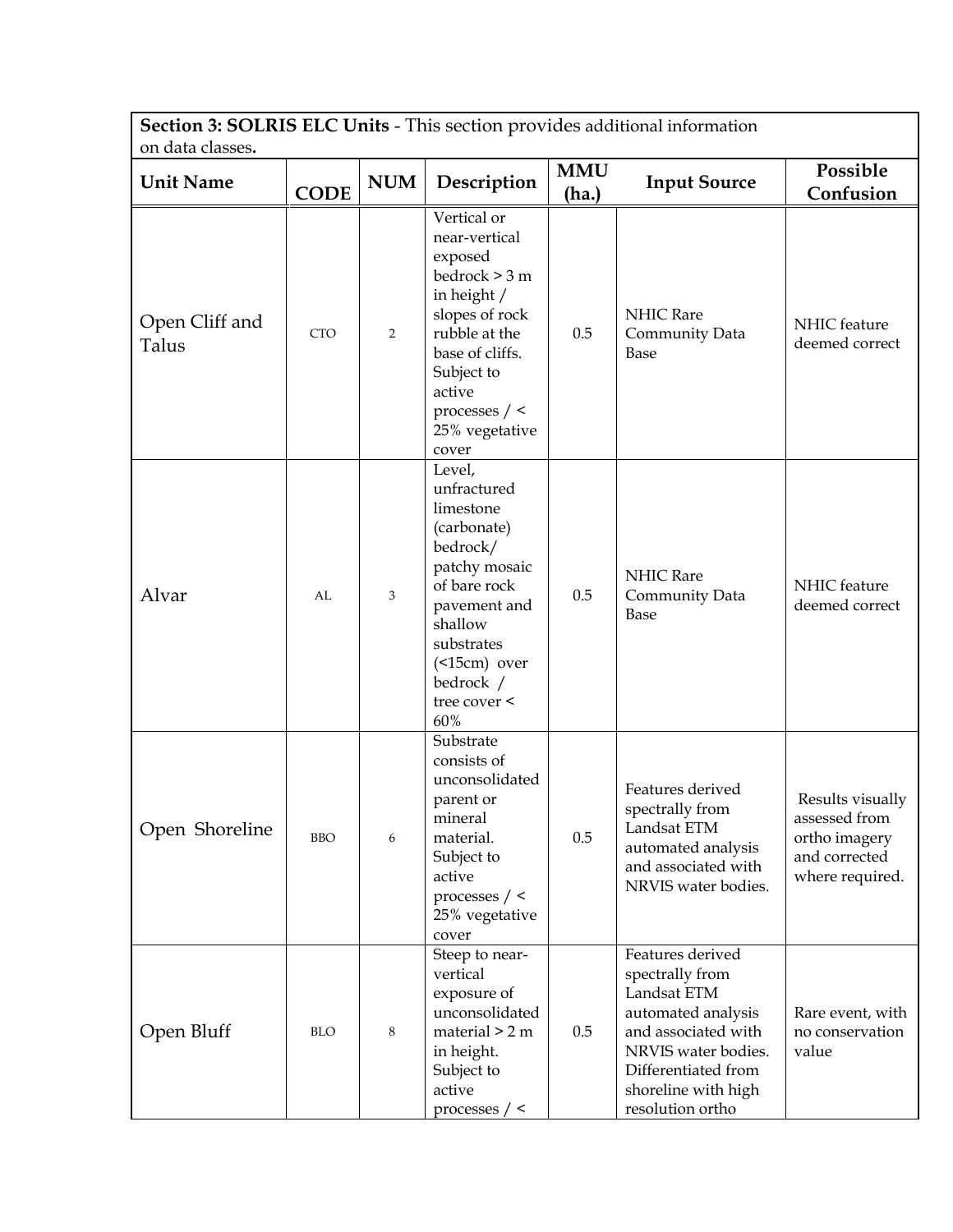**Section 3: SOLRIS ELC Units** - This section provides additional information on data classes**.**

| Unit Name | CODE | NUM | Description | MMU (ha.) | Input Source | Possible Confusion |
|---|---|---|---|---|---|---|
| Open Cliff and Talus | CTO | 2 | Vertical or near-vertical exposed bedrock > 3 m in height / slopes of rock rubble at the base of cliffs. Subject to active processes / < 25% vegetative cover | 0.5 | NHIC Rare Community Data Base | NHIC feature deemed correct |
| Alvar | AL | 3 | Level, unfractured limestone (carbonate) bedrock/ patchy mosaic of bare rock pavement and shallow substrates (<15cm) over bedrock / tree cover < 60% | 0.5 | NHIC Rare Community Data Base | NHIC feature deemed correct |
| Open Shoreline | BBO | 6 | Substrate consists of unconsolidated parent or mineral material. Subject to active processes / < 25% vegetative cover | 0.5 | Features derived spectrally from Landsat ETM automated analysis and associated with NRVIS water bodies. | Results visually assessed from ortho imagery and corrected where required. |
| Open Bluff | BLO | 8 | Steep to near-vertical exposure of unconsolidated material > 2 m in height. Subject to active processes / < | 0.5 | Features derived spectrally from Landsat ETM automated analysis and associated with NRVIS water bodies. Differentiated from shoreline with high resolution ortho | Rare event, with no conservation value |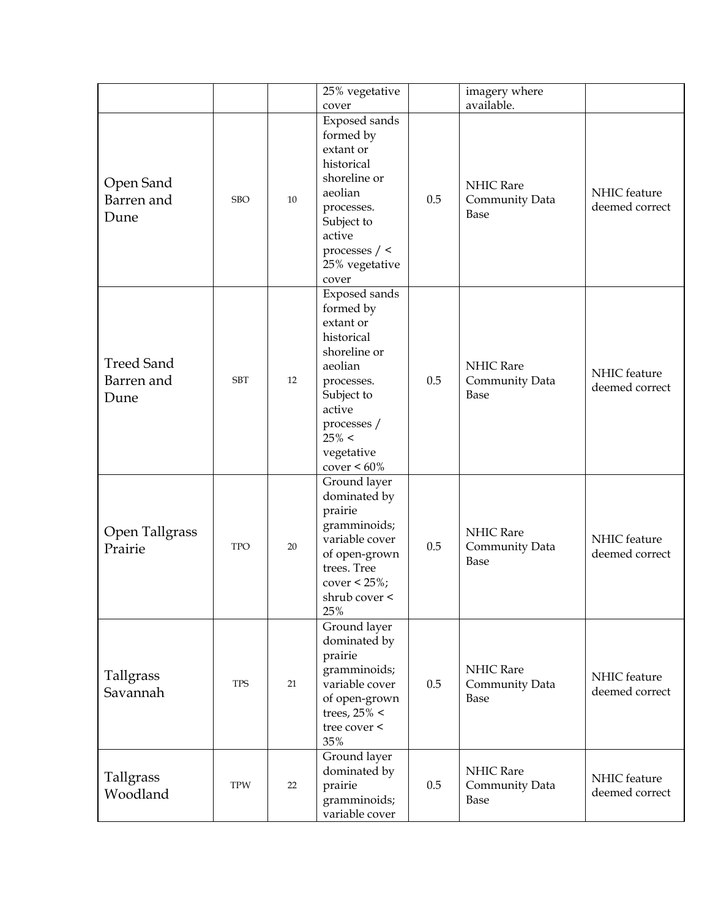|  |  |  | 25% vegetative cover |  | imagery where available. |  |
|---|---|---|---|---|---|---|
| Open Sand Barren and Dune | SBO | 10 | Exposed sands formed by extant or historical shoreline or aeolian processes. Subject to active processes / < 25% vegetative cover | 0.5 | NHIC Rare Community Data Base | NHIC feature deemed correct |
| Treed Sand Barren and Dune | SBT | 12 | Exposed sands formed by extant or historical shoreline or aeolian processes. Subject to active processes / 25% < vegetative cover < 60% | 0.5 | NHIC Rare Community Data Base | NHIC feature deemed correct |
| Open Tallgrass Prairie | TPO | 20 | Ground layer dominated by prairie gramminoids; variable cover of open-grown trees. Tree cover < 25%; shrub cover < 25% | 0.5 | NHIC Rare Community Data Base | NHIC feature deemed correct |
| Tallgrass Savannah | TPS | 21 | Ground layer dominated by prairie gramminoids; variable cover of open-grown trees, 25% < tree cover < 35% | 0.5 | NHIC Rare Community Data Base | NHIC feature deemed correct |
| Tallgrass Woodland | TPW | 22 | Ground layer dominated by prairie gramminoids; variable cover | 0.5 | NHIC Rare Community Data Base | NHIC feature deemed correct |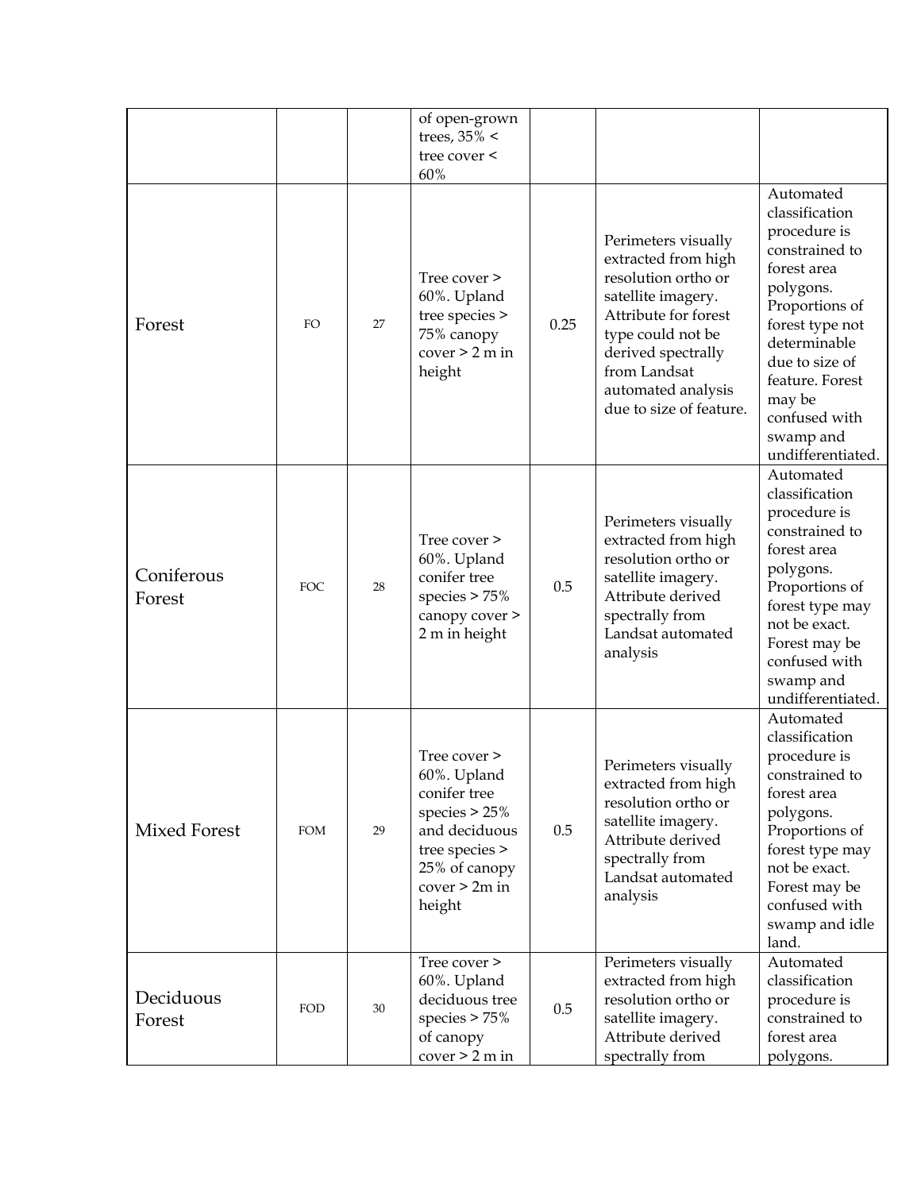| | | | of open-grown trees, 35% < tree cover < 60% | | | |
|---|---|---|---|---|---|---|
| Forest | FO | 27 | Tree cover > 60%. Upland tree species > 75% canopy cover > 2 m in height | 0.25 | Perimeters visually extracted from high resolution ortho or satellite imagery. Attribute for forest type could not be derived spectrally from Landsat automated analysis due to size of feature. | Automated classification procedure is constrained to forest area polygons. Proportions of forest type not determinable due to size of feature. Forest may be confused with swamp and undifferentiated. |
| Coniferous Forest | FOC | 28 | Tree cover > 60%. Upland conifer tree species > 75% canopy cover > 2 m in height | 0.5 | Perimeters visually extracted from high resolution ortho or satellite imagery. Attribute derived spectrally from Landsat automated analysis | Automated classification procedure is constrained to forest area polygons. Proportions of forest type may not be exact. Forest may be confused with swamp and undifferentiated. |
| Mixed Forest | FOM | 29 | Tree cover > 60%. Upland conifer tree species > 25% and deciduous tree species > 25% of canopy cover > 2m in height | 0.5 | Perimeters visually extracted from high resolution ortho or satellite imagery. Attribute derived spectrally from Landsat automated analysis | Automated classification procedure is constrained to forest area polygons. Proportions of forest type may not be exact. Forest may be confused with swamp and idle land. |
| Deciduous Forest | FOD | 30 | Tree cover > 60%. Upland deciduous tree species > 75% of canopy cover > 2 m in | 0.5 | Perimeters visually extracted from high resolution ortho or satellite imagery. Attribute derived spectrally from | Automated classification procedure is constrained to forest area polygons. |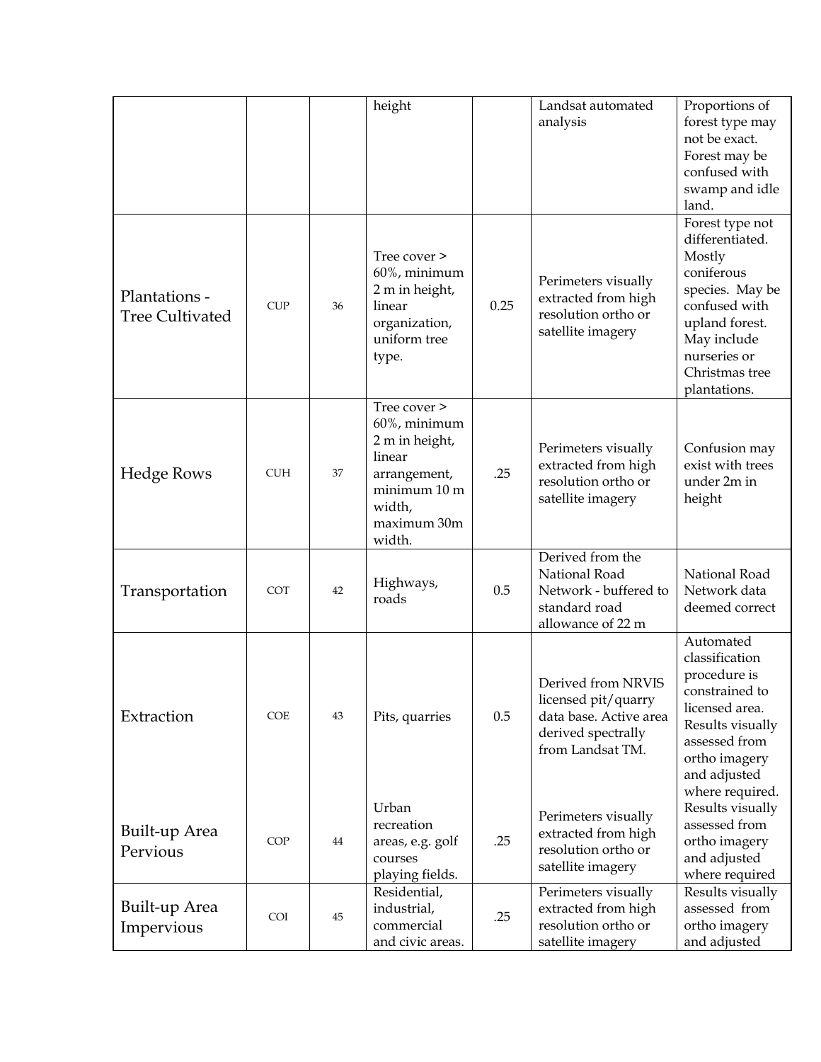| | | | | | | |
|---|---|---|---|---|---|---|
| | | | height | | Landsat automated analysis | Proportions of forest type may not be exact. Forest may be confused with swamp and idle land. |
| Plantations - Tree Cultivated | CUP | 36 | Tree cover > 60%, minimum 2 m in height, linear organization, uniform tree type. | 0.25 | Perimeters visually extracted from high resolution ortho or satellite imagery | Forest type not differentiated. Mostly coniferous species. May be confused with upland forest. May include nurseries or Christmas tree plantations. |
| Hedge Rows | CUH | 37 | Tree cover > 60%, minimum 2 m in height, linear arrangement, minimum 10 m width, maximum 30m width. | .25 | Perimeters visually extracted from high resolution ortho or satellite imagery | Confusion may exist with trees under 2m in height |
| Transportation | COT | 42 | Highways, roads | 0.5 | Derived from the National Road Network - buffered to standard road allowance of 22 m | National Road Network data deemed correct |
| Extraction | COE | 43 | Pits, quarries | 0.5 | Derived from NRVIS licensed pit/quarry data base. Active area derived spectrally from Landsat TM. | Automated classification procedure is constrained to licensed area. Results visually assessed from ortho imagery and adjusted where required. |
| Built-up Area Pervious | COP | 44 | Urban recreation areas, e.g. golf courses playing fields. | .25 | Perimeters visually extracted from high resolution ortho or satellite imagery | Results visually assessed from ortho imagery and adjusted where required |
| Built-up Area Impervious | COI | 45 | Residential, industrial, commercial and civic areas. | .25 | Perimeters visually extracted from high resolution ortho or satellite imagery | Results visually assessed from ortho imagery and adjusted |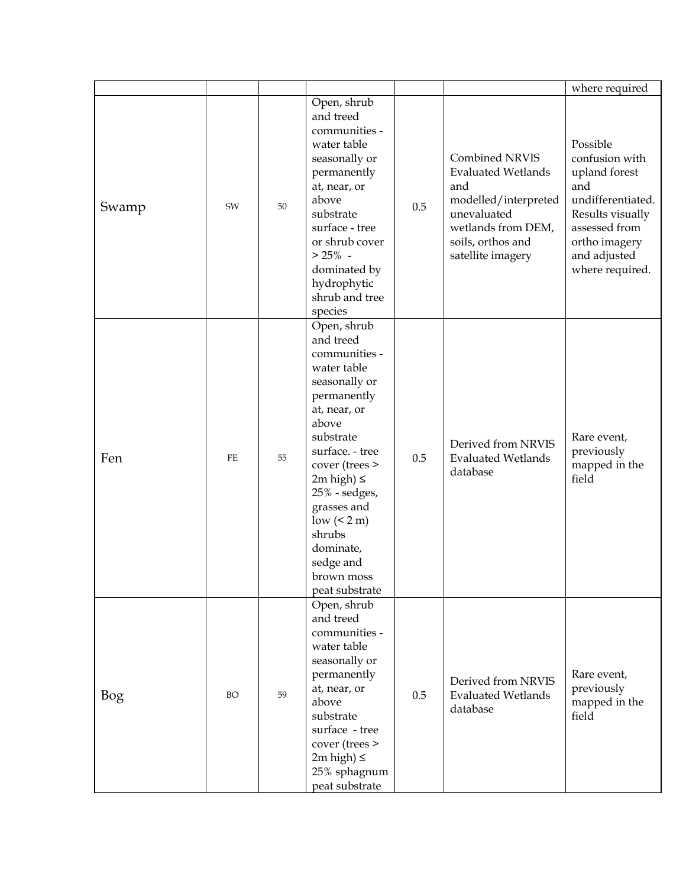|  |  |  |  |  |  | where required |
|---|---|---|---|---|---|---|
| Swamp | SW | 50 | Open, shrub and treed communities - water table seasonally or permanently at, near, or above substrate surface - tree or shrub cover > 25% - dominated by hydrophytic shrub and tree species | 0.5 | Combined NRVIS Evaluated Wetlands and modelled/interpreted unevaluated wetlands from DEM, soils, orthos and satellite imagery | Possible confusion with upland forest and undifferentiated. Results visually assessed from ortho imagery and adjusted where required. |
| Fen | FE | 55 | Open, shrub and treed communities - water table seasonally or permanently at, near, or above substrate surface. - tree cover (trees > 2m high) ≤ 25% - sedges, grasses and low (< 2 m) shrubs dominate, sedge and brown moss peat substrate | 0.5 | Derived from NRVIS Evaluated Wetlands database | Rare event, previously mapped in the field |
| Bog | BO | 59 | Open, shrub and treed communities - water table seasonally or permanently at, near, or above substrate surface - tree cover (trees > 2m high) ≤ 25% sphagnum peat substrate | 0.5 | Derived from NRVIS Evaluated Wetlands database | Rare event, previously mapped in the field |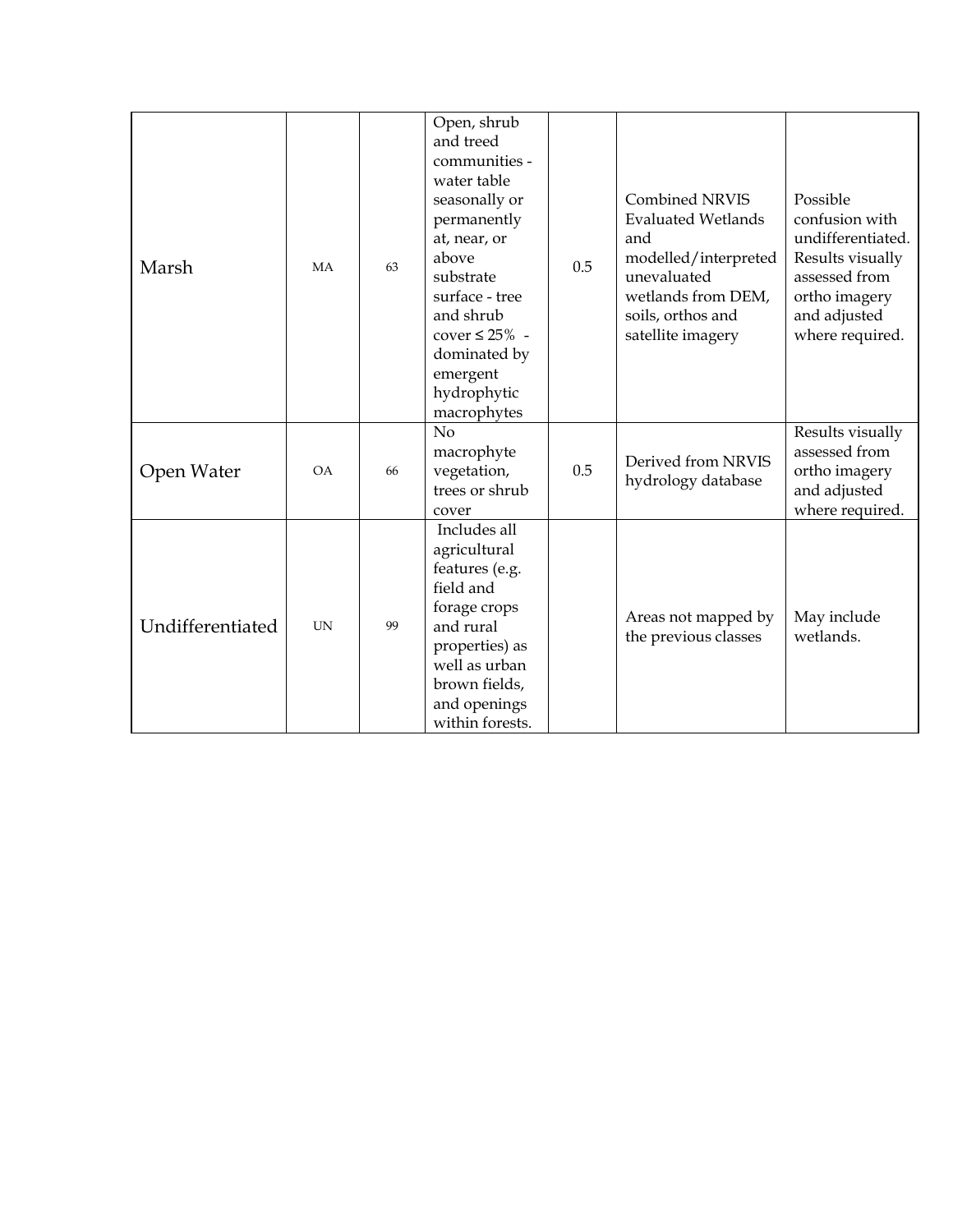| | | | | | | |
|---|---|---|---|---|---|---|
| Marsh | MA | 63 | Open, shrub and treed communities - water table seasonally or permanently at, near, or above substrate surface - tree and shrub cover ≤ 25% - dominated by emergent hydrophytic macrophytes | 0.5 | Combined NRVIS Evaluated Wetlands and modelled/interpreted unevaluated wetlands from DEM, soils, orthos and satellite imagery | Possible confusion with undifferentiated. Results visually assessed from ortho imagery and adjusted where required. |
| Open Water | OA | 66 | No macrophyte vegetation, trees or shrub cover | 0.5 | Derived from NRVIS hydrology database | Results visually assessed from ortho imagery and adjusted where required. |
| Undifferentiated | UN | 99 | Includes all agricultural features (e.g. field and forage crops and rural properties) as well as urban brown fields, and openings within forests. | | Areas not mapped by the previous classes | May include wetlands. |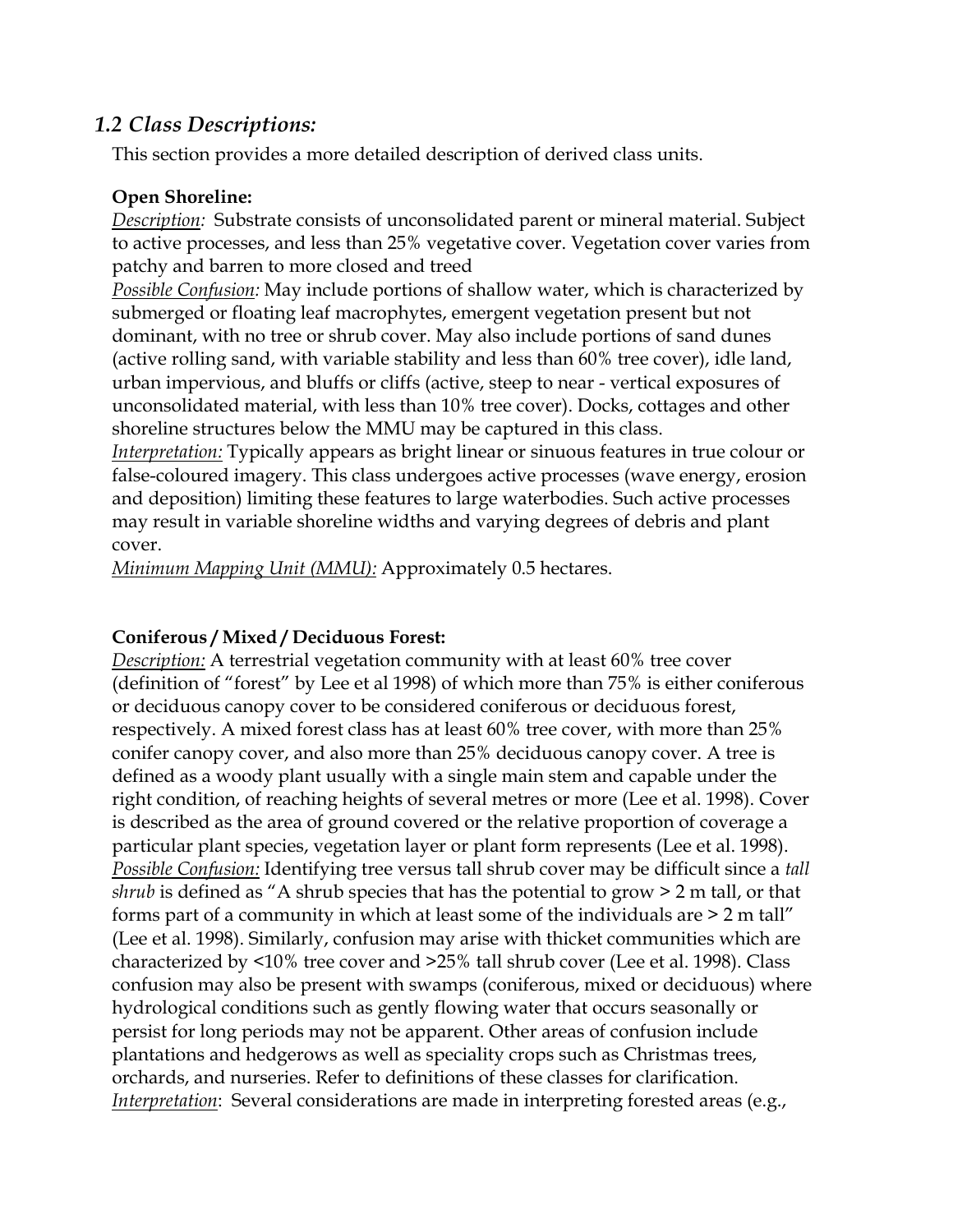## *1.2 Class Descriptions:*

This section provides a more detailed description of derived class units.

**Open Shoreline:**

*Description:* Substrate consists of unconsolidated parent or mineral material. Subject to active processes, and less than 25% vegetative cover. Vegetation cover varies from patchy and barren to more closed and treed

*Possible Confusion:* May include portions of shallow water, which is characterized by submerged or floating leaf macrophytes, emergent vegetation present but not dominant, with no tree or shrub cover. May also include portions of sand dunes (active rolling sand, with variable stability and less than 60% tree cover), idle land, urban impervious, and bluffs or cliffs (active, steep to near - vertical exposures of unconsolidated material, with less than 10% tree cover). Docks, cottages and other shoreline structures below the MMU may be captured in this class.

*Interpretation:* Typically appears as bright linear or sinuous features in true colour or false-coloured imagery. This class undergoes active processes (wave energy, erosion and deposition) limiting these features to large waterbodies. Such active processes may result in variable shoreline widths and varying degrees of debris and plant cover.

*Minimum Mapping Unit (MMU):* Approximately 0.5 hectares.

**Coniferous / Mixed / Deciduous Forest:**

*Description:* A terrestrial vegetation community with at least 60% tree cover (definition of "forest" by Lee et al 1998) of which more than 75% is either coniferous or deciduous canopy cover to be considered coniferous or deciduous forest, respectively. A mixed forest class has at least 60% tree cover, with more than 25% conifer canopy cover, and also more than 25% deciduous canopy cover. A tree is defined as a woody plant usually with a single main stem and capable under the right condition, of reaching heights of several metres or more (Lee et al. 1998). Cover is described as the area of ground covered or the relative proportion of coverage a particular plant species, vegetation layer or plant form represents (Lee et al. 1998).

*Possible Confusion:* Identifying tree versus tall shrub cover may be difficult since a *tall shrub* is defined as "A shrub species that has the potential to grow > 2 m tall, or that forms part of a community in which at least some of the individuals are > 2 m tall" (Lee et al. 1998). Similarly, confusion may arise with thicket communities which are characterized by <10% tree cover and >25% tall shrub cover (Lee et al. 1998). Class confusion may also be present with swamps (coniferous, mixed or deciduous) where hydrological conditions such as gently flowing water that occurs seasonally or persist for long periods may not be apparent. Other areas of confusion include plantations and hedgerows as well as speciality crops such as Christmas trees, orchards, and nurseries. Refer to definitions of these classes for clarification.

*Interpretation*: Several considerations are made in interpreting forested areas (e.g.,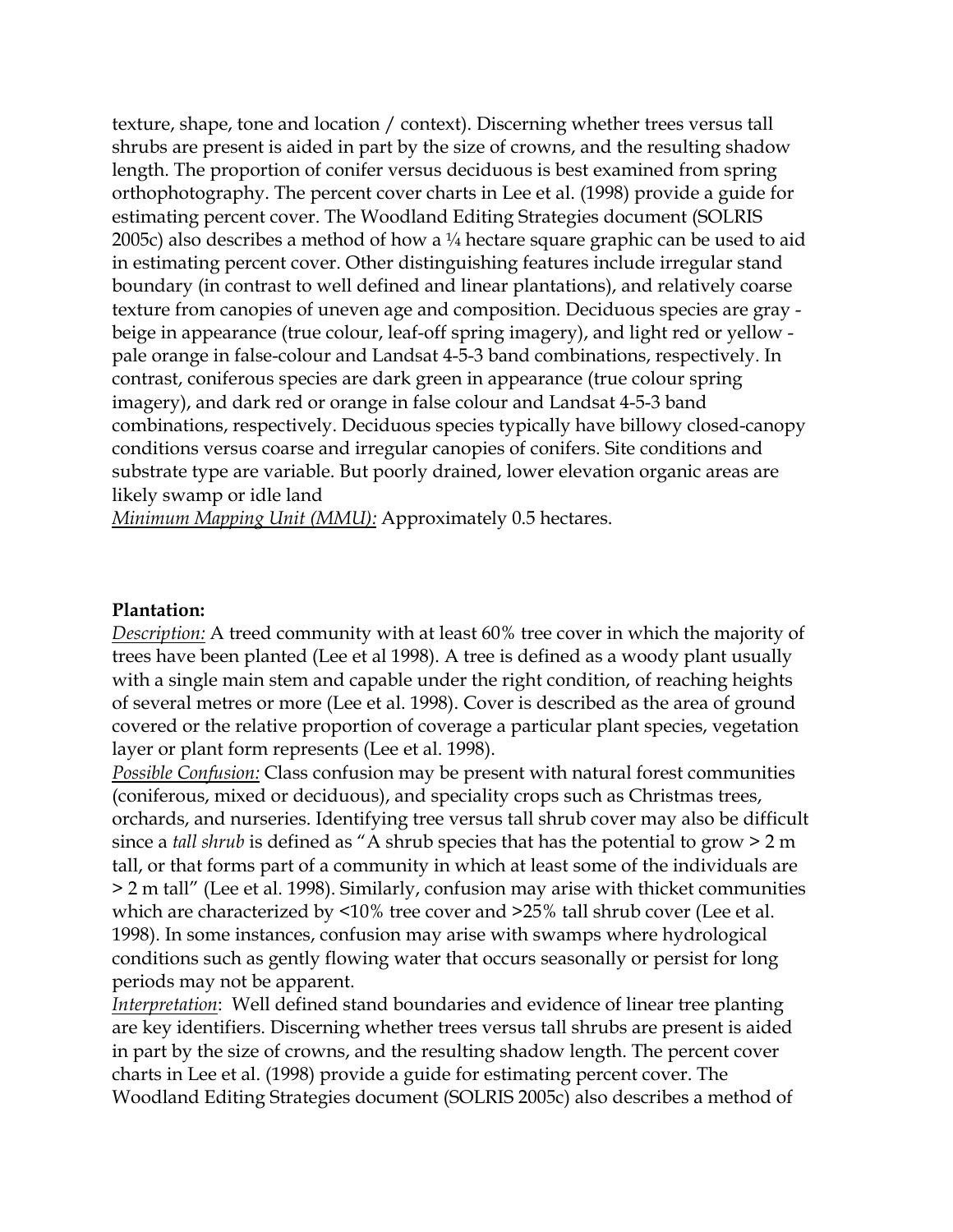texture, shape, tone and location / context). Discerning whether trees versus tall shrubs are present is aided in part by the size of crowns, and the resulting shadow length. The proportion of conifer versus deciduous is best examined from spring orthophotography. The percent cover charts in Lee et al. (1998) provide a guide for estimating percent cover. The Woodland Editing Strategies document (SOLRIS 2005c) also describes a method of how a ¼ hectare square graphic can be used to aid in estimating percent cover. Other distinguishing features include irregular stand boundary (in contrast to well defined and linear plantations), and relatively coarse texture from canopies of uneven age and composition. Deciduous species are gray - beige in appearance (true colour, leaf-off spring imagery), and light red or yellow - pale orange in false-colour and Landsat 4-5-3 band combinations, respectively. In contrast, coniferous species are dark green in appearance (true colour spring imagery), and dark red or orange in false colour and Landsat 4-5-3 band combinations, respectively. Deciduous species typically have billowy closed-canopy conditions versus coarse and irregular canopies of conifers. Site conditions and substrate type are variable. But poorly drained, lower elevation organic areas are likely swamp or idle land

*Minimum Mapping Unit (MMU):* Approximately 0.5 hectares.

**Plantation:**

*Description:* A treed community with at least 60% tree cover in which the majority of trees have been planted (Lee et al 1998). A tree is defined as a woody plant usually with a single main stem and capable under the right condition, of reaching heights of several metres or more (Lee et al. 1998). Cover is described as the area of ground covered or the relative proportion of coverage a particular plant species, vegetation layer or plant form represents (Lee et al. 1998).

*Possible Confusion:* Class confusion may be present with natural forest communities (coniferous, mixed or deciduous), and speciality crops such as Christmas trees, orchards, and nurseries. Identifying tree versus tall shrub cover may also be difficult since a *tall shrub* is defined as "A shrub species that has the potential to grow > 2 m tall, or that forms part of a community in which at least some of the individuals are > 2 m tall" (Lee et al. 1998). Similarly, confusion may arise with thicket communities which are characterized by <10% tree cover and >25% tall shrub cover (Lee et al. 1998). In some instances, confusion may arise with swamps where hydrological conditions such as gently flowing water that occurs seasonally or persist for long periods may not be apparent.

*Interpretation*: Well defined stand boundaries and evidence of linear tree planting are key identifiers. Discerning whether trees versus tall shrubs are present is aided in part by the size of crowns, and the resulting shadow length. The percent cover charts in Lee et al. (1998) provide a guide for estimating percent cover. The Woodland Editing Strategies document (SOLRIS 2005c) also describes a method of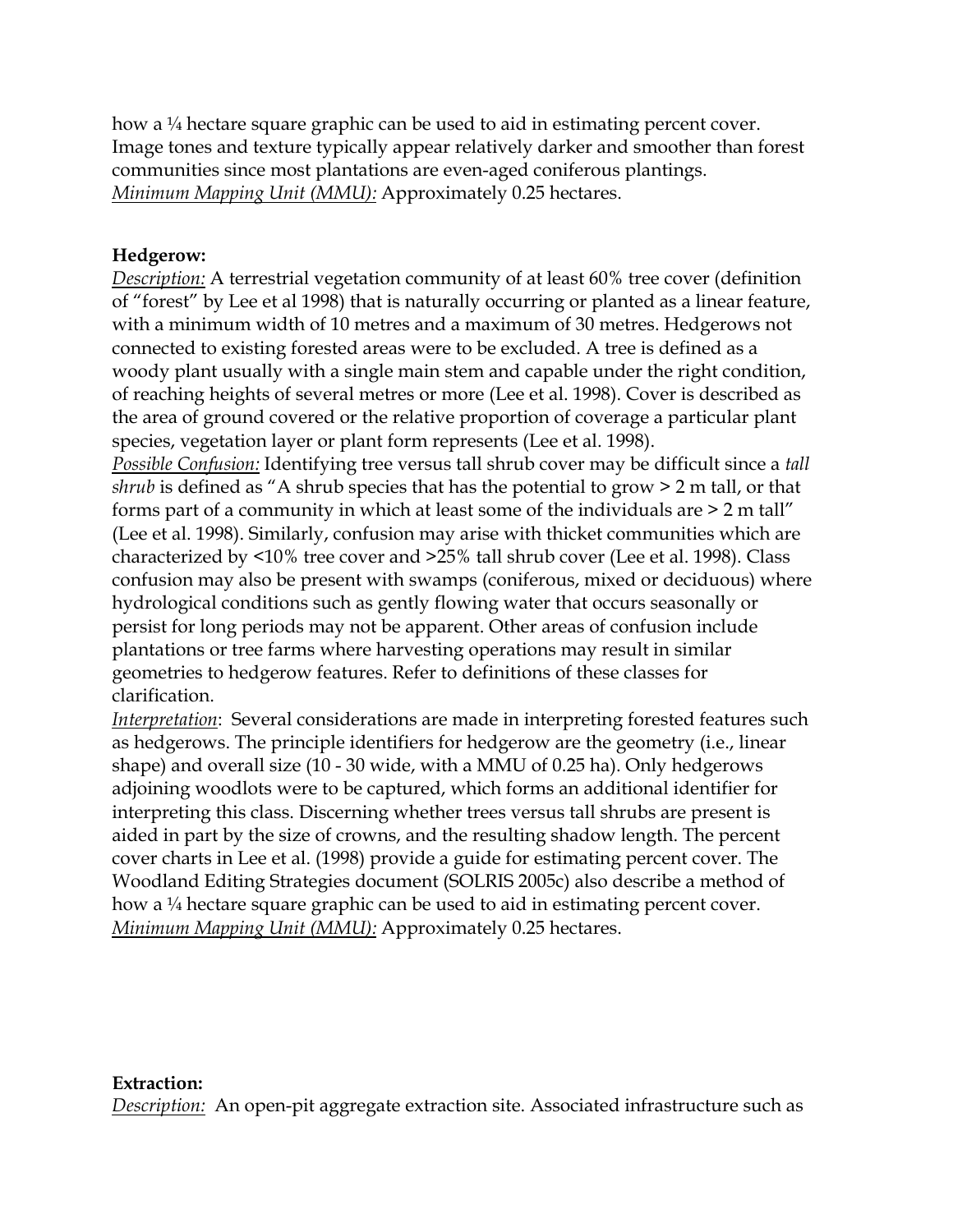how a ¼ hectare square graphic can be used to aid in estimating percent cover. Image tones and texture typically appear relatively darker and smoother than forest communities since most plantations are even-aged coniferous plantings.
*Minimum Mapping Unit (MMU):* Approximately 0.25 hectares.

**Hedgerow:**
*Description:* A terrestrial vegetation community of at least 60% tree cover (definition of "forest" by Lee et al 1998) that is naturally occurring or planted as a linear feature, with a minimum width of 10 metres and a maximum of 30 metres. Hedgerows not connected to existing forested areas were to be excluded. A tree is defined as a woody plant usually with a single main stem and capable under the right condition, of reaching heights of several metres or more (Lee et al. 1998). Cover is described as the area of ground covered or the relative proportion of coverage a particular plant species, vegetation layer or plant form represents (Lee et al. 1998).
*Possible Confusion:* Identifying tree versus tall shrub cover may be difficult since a *tall shrub* is defined as "A shrub species that has the potential to grow > 2 m tall, or that forms part of a community in which at least some of the individuals are > 2 m tall" (Lee et al. 1998). Similarly, confusion may arise with thicket communities which are characterized by <10% tree cover and >25% tall shrub cover (Lee et al. 1998). Class confusion may also be present with swamps (coniferous, mixed or deciduous) where hydrological conditions such as gently flowing water that occurs seasonally or persist for long periods may not be apparent. Other areas of confusion include plantations or tree farms where harvesting operations may result in similar geometries to hedgerow features. Refer to definitions of these classes for clarification.
*Interpretation*: Several considerations are made in interpreting forested features such as hedgerows. The principle identifiers for hedgerow are the geometry (i.e., linear shape) and overall size (10 - 30 wide, with a MMU of 0.25 ha). Only hedgerows adjoining woodlots were to be captured, which forms an additional identifier for interpreting this class. Discerning whether trees versus tall shrubs are present is aided in part by the size of crowns, and the resulting shadow length. The percent cover charts in Lee et al. (1998) provide a guide for estimating percent cover. The Woodland Editing Strategies document (SOLRIS 2005c) also describe a method of how a ¼ hectare square graphic can be used to aid in estimating percent cover.
*Minimum Mapping Unit (MMU):* Approximately 0.25 hectares.

**Extraction:**
*Description:* An open-pit aggregate extraction site. Associated infrastructure such as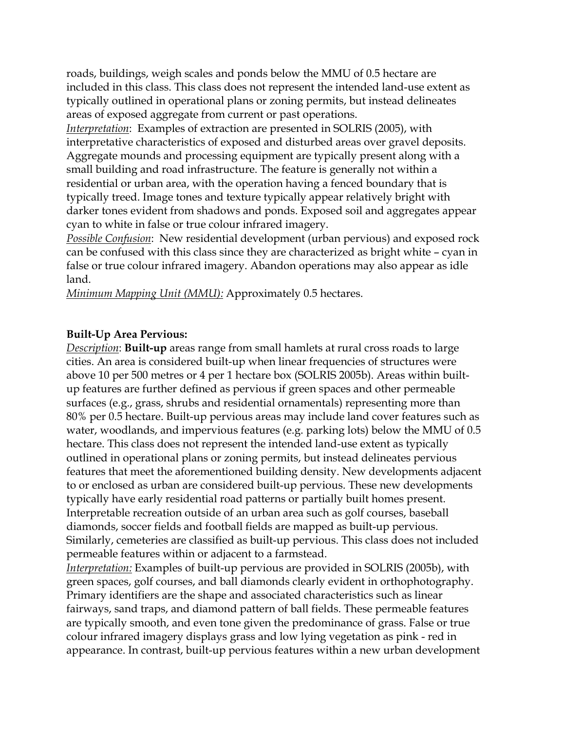roads, buildings, weigh scales and ponds below the MMU of 0.5 hectare are included in this class. This class does not represent the intended land-use extent as typically outlined in operational plans or zoning permits, but instead delineates areas of exposed aggregate from current or past operations.

*Interpretation*: Examples of extraction are presented in SOLRIS (2005), with interpretative characteristics of exposed and disturbed areas over gravel deposits. Aggregate mounds and processing equipment are typically present along with a small building and road infrastructure. The feature is generally not within a residential or urban area, with the operation having a fenced boundary that is typically treed. Image tones and texture typically appear relatively bright with darker tones evident from shadows and ponds. Exposed soil and aggregates appear cyan to white in false or true colour infrared imagery.

*Possible Confusion*: New residential development (urban pervious) and exposed rock can be confused with this class since they are characterized as bright white – cyan in false or true colour infrared imagery. Abandon operations may also appear as idle land.

*Minimum Mapping Unit (MMU):* Approximately 0.5 hectares.

**Built-Up Area Pervious:**

*Description*: **Built-up** areas range from small hamlets at rural cross roads to large cities. An area is considered built-up when linear frequencies of structures were above 10 per 500 metres or 4 per 1 hectare box (SOLRIS 2005b). Areas within built-up features are further defined as pervious if green spaces and other permeable surfaces (e.g., grass, shrubs and residential ornamentals) representing more than 80% per 0.5 hectare. Built-up pervious areas may include land cover features such as water, woodlands, and impervious features (e.g. parking lots) below the MMU of 0.5 hectare. This class does not represent the intended land-use extent as typically outlined in operational plans or zoning permits, but instead delineates pervious features that meet the aforementioned building density. New developments adjacent to or enclosed as urban are considered built-up pervious. These new developments typically have early residential road patterns or partially built homes present. Interpretable recreation outside of an urban area such as golf courses, baseball diamonds, soccer fields and football fields are mapped as built-up pervious. Similarly, cemeteries are classified as built-up pervious. This class does not included permeable features within or adjacent to a farmstead.

*Interpretation:* Examples of built-up pervious are provided in SOLRIS (2005b), with green spaces, golf courses, and ball diamonds clearly evident in orthophotography. Primary identifiers are the shape and associated characteristics such as linear fairways, sand traps, and diamond pattern of ball fields. These permeable features are typically smooth, and even tone given the predominance of grass. False or true colour infrared imagery displays grass and low lying vegetation as pink - red in appearance. In contrast, built-up pervious features within a new urban development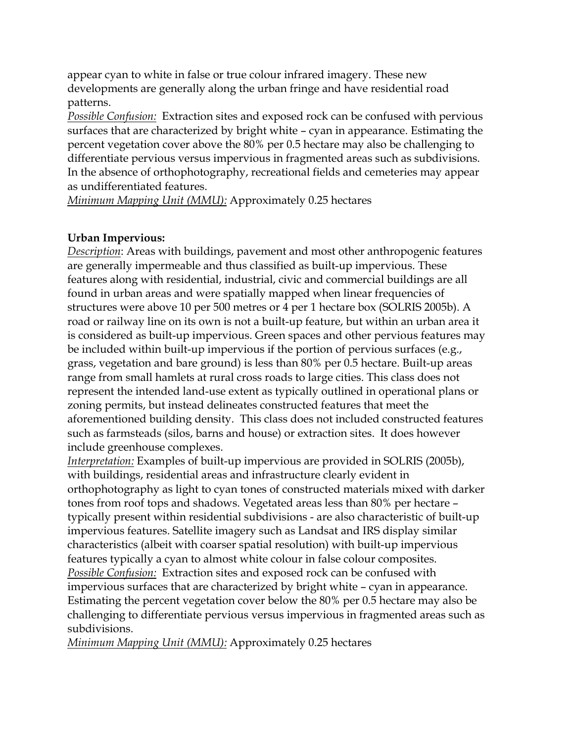appear cyan to white in false or true colour infrared imagery. These new developments are generally along the urban fringe and have residential road patterns.

*Possible Confusion:* Extraction sites and exposed rock can be confused with pervious surfaces that are characterized by bright white – cyan in appearance. Estimating the percent vegetation cover above the 80% per 0.5 hectare may also be challenging to differentiate pervious versus impervious in fragmented areas such as subdivisions. In the absence of orthophotography, recreational fields and cemeteries may appear as undifferentiated features.

*Minimum Mapping Unit (MMU):* Approximately 0.25 hectares

**Urban Impervious:**

*Description*: Areas with buildings, pavement and most other anthropogenic features are generally impermeable and thus classified as built-up impervious. These features along with residential, industrial, civic and commercial buildings are all found in urban areas and were spatially mapped when linear frequencies of structures were above 10 per 500 metres or 4 per 1 hectare box (SOLRIS 2005b). A road or railway line on its own is not a built-up feature, but within an urban area it is considered as built-up impervious. Green spaces and other pervious features may be included within built-up impervious if the portion of pervious surfaces (e.g., grass, vegetation and bare ground) is less than 80% per 0.5 hectare. Built-up areas range from small hamlets at rural cross roads to large cities. This class does not represent the intended land-use extent as typically outlined in operational plans or zoning permits, but instead delineates constructed features that meet the aforementioned building density. This class does not included constructed features such as farmsteads (silos, barns and house) or extraction sites. It does however include greenhouse complexes.

*Interpretation:* Examples of built-up impervious are provided in SOLRIS (2005b), with buildings, residential areas and infrastructure clearly evident in orthophotography as light to cyan tones of constructed materials mixed with darker tones from roof tops and shadows. Vegetated areas less than 80% per hectare – typically present within residential subdivisions - are also characteristic of built-up impervious features. Satellite imagery such as Landsat and IRS display similar characteristics (albeit with coarser spatial resolution) with built-up impervious features typically a cyan to almost white colour in false colour composites.

*Possible Confusion:* Extraction sites and exposed rock can be confused with impervious surfaces that are characterized by bright white – cyan in appearance. Estimating the percent vegetation cover below the 80% per 0.5 hectare may also be challenging to differentiate pervious versus impervious in fragmented areas such as subdivisions.

*Minimum Mapping Unit (MMU):* Approximately 0.25 hectares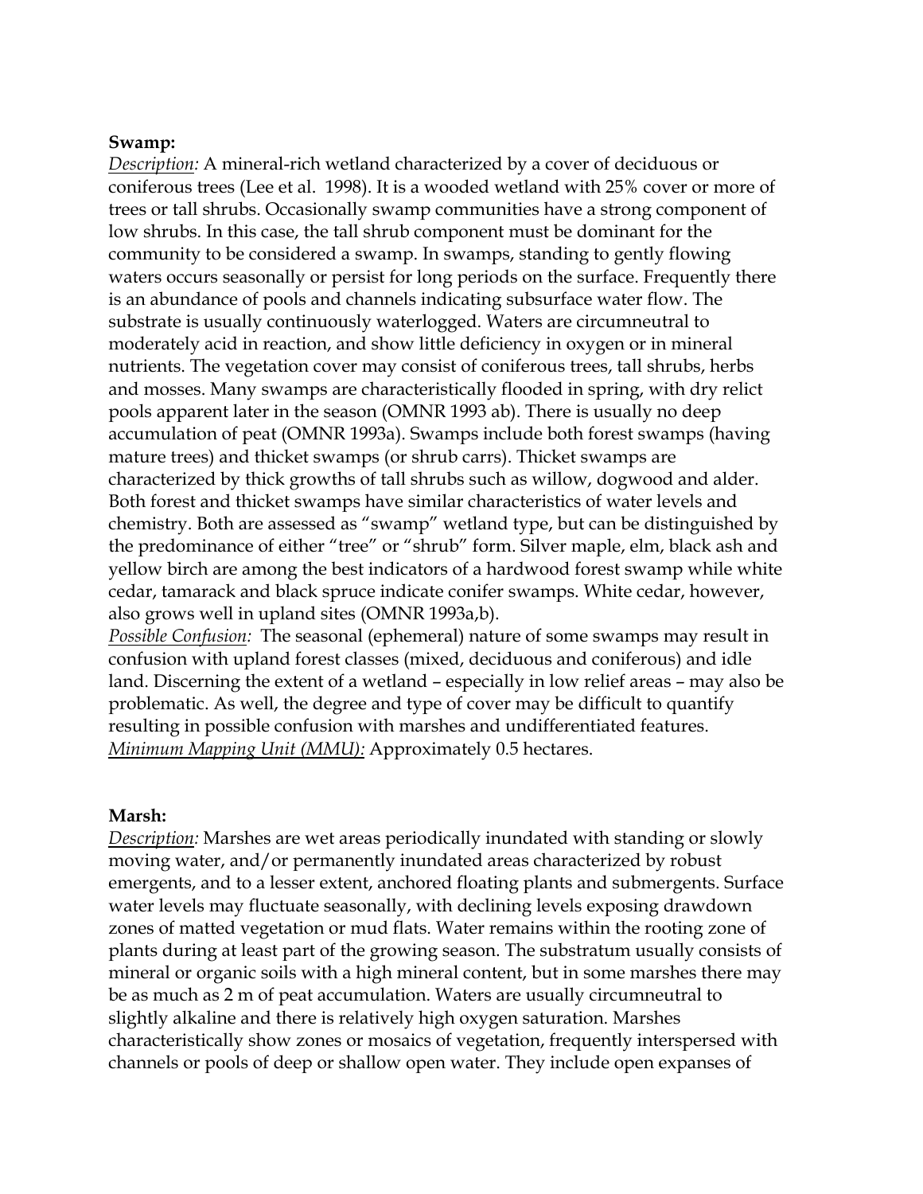**Swamp:**

*Description:* A mineral-rich wetland characterized by a cover of deciduous or coniferous trees (Lee et al. 1998). It is a wooded wetland with 25% cover or more of trees or tall shrubs. Occasionally swamp communities have a strong component of low shrubs. In this case, the tall shrub component must be dominant for the community to be considered a swamp. In swamps, standing to gently flowing waters occurs seasonally or persist for long periods on the surface. Frequently there is an abundance of pools and channels indicating subsurface water flow. The substrate is usually continuously waterlogged. Waters are circumneutral to moderately acid in reaction, and show little deficiency in oxygen or in mineral nutrients. The vegetation cover may consist of coniferous trees, tall shrubs, herbs and mosses. Many swamps are characteristically flooded in spring, with dry relict pools apparent later in the season (OMNR 1993 ab). There is usually no deep accumulation of peat (OMNR 1993a). Swamps include both forest swamps (having mature trees) and thicket swamps (or shrub carrs). Thicket swamps are characterized by thick growths of tall shrubs such as willow, dogwood and alder. Both forest and thicket swamps have similar characteristics of water levels and chemistry. Both are assessed as "swamp" wetland type, but can be distinguished by the predominance of either "tree" or "shrub" form. Silver maple, elm, black ash and yellow birch are among the best indicators of a hardwood forest swamp while white cedar, tamarack and black spruce indicate conifer swamps. White cedar, however, also grows well in upland sites (OMNR 1993a,b).

*Possible Confusion:* The seasonal (ephemeral) nature of some swamps may result in confusion with upland forest classes (mixed, deciduous and coniferous) and idle land. Discerning the extent of a wetland – especially in low relief areas – may also be problematic. As well, the degree and type of cover may be difficult to quantify resulting in possible confusion with marshes and undifferentiated features.

*Minimum Mapping Unit (MMU):* Approximately 0.5 hectares.

**Marsh:**

*Description:* Marshes are wet areas periodically inundated with standing or slowly moving water, and/or permanently inundated areas characterized by robust emergents, and to a lesser extent, anchored floating plants and submergents. Surface water levels may fluctuate seasonally, with declining levels exposing drawdown zones of matted vegetation or mud flats. Water remains within the rooting zone of plants during at least part of the growing season. The substratum usually consists of mineral or organic soils with a high mineral content, but in some marshes there may be as much as 2 m of peat accumulation. Waters are usually circumneutral to slightly alkaline and there is relatively high oxygen saturation. Marshes characteristically show zones or mosaics of vegetation, frequently interspersed with channels or pools of deep or shallow open water. They include open expanses of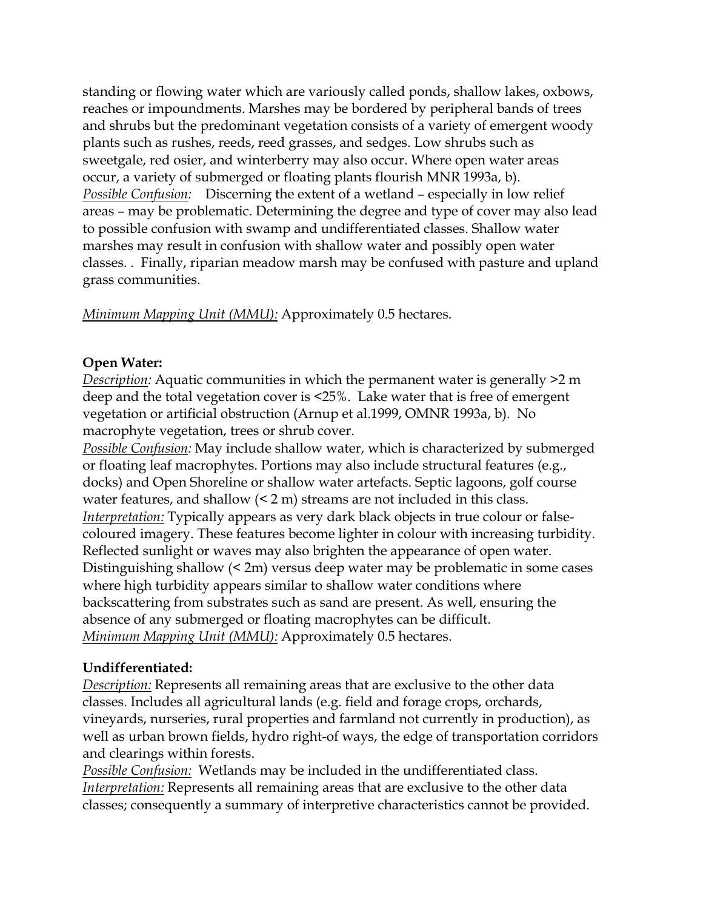standing or flowing water which are variously called ponds, shallow lakes, oxbows, reaches or impoundments. Marshes may be bordered by peripheral bands of trees and shrubs but the predominant vegetation consists of a variety of emergent woody plants such as rushes, reeds, reed grasses, and sedges. Low shrubs such as sweetgale, red osier, and winterberry may also occur. Where open water areas occur, a variety of submerged or floating plants flourish MNR 1993a, b).
*Possible Confusion:* Discerning the extent of a wetland – especially in low relief areas – may be problematic. Determining the degree and type of cover may also lead to possible confusion with swamp and undifferentiated classes. Shallow water marshes may result in confusion with shallow water and possibly open water classes. . Finally, riparian meadow marsh may be confused with pasture and upland grass communities.

*Minimum Mapping Unit (MMU):* Approximately 0.5 hectares.

**Open Water:**
*Description:* Aquatic communities in which the permanent water is generally >2 m deep and the total vegetation cover is <25%. Lake water that is free of emergent vegetation or artificial obstruction (Arnup et al.1999, OMNR 1993a, b). No macrophyte vegetation, trees or shrub cover.
*Possible Confusion:* May include shallow water, which is characterized by submerged or floating leaf macrophytes. Portions may also include structural features (e.g., docks) and Open Shoreline or shallow water artefacts. Septic lagoons, golf course water features, and shallow (< 2 m) streams are not included in this class.
*Interpretation:* Typically appears as very dark black objects in true colour or false-coloured imagery. These features become lighter in colour with increasing turbidity. Reflected sunlight or waves may also brighten the appearance of open water. Distinguishing shallow (< 2m) versus deep water may be problematic in some cases where high turbidity appears similar to shallow water conditions where backscattering from substrates such as sand are present. As well, ensuring the absence of any submerged or floating macrophytes can be difficult.
*Minimum Mapping Unit (MMU):* Approximately 0.5 hectares.

**Undifferentiated:**
*Description:* Represents all remaining areas that are exclusive to the other data classes. Includes all agricultural lands (e.g. field and forage crops, orchards, vineyards, nurseries, rural properties and farmland not currently in production), as well as urban brown fields, hydro right-of ways, the edge of transportation corridors and clearings within forests.
*Possible Confusion:* Wetlands may be included in the undifferentiated class.
*Interpretation:* Represents all remaining areas that are exclusive to the other data classes; consequently a summary of interpretive characteristics cannot be provided.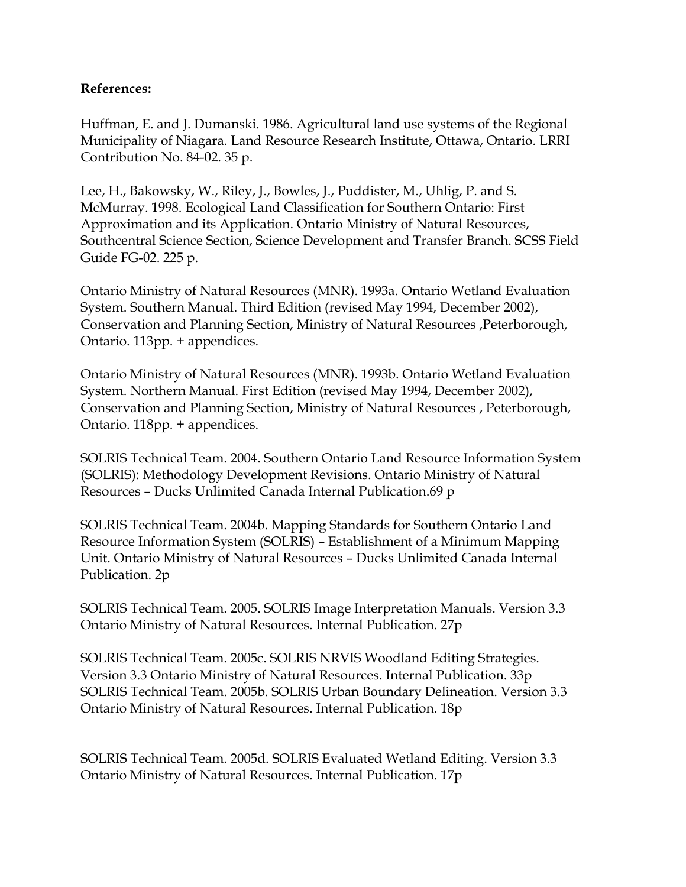**References:**

Huffman, E. and J. Dumanski. 1986. Agricultural land use systems of the Regional Municipality of Niagara. Land Resource Research Institute, Ottawa, Ontario. LRRI Contribution No. 84-02. 35 p.

Lee, H., Bakowsky, W., Riley, J., Bowles, J., Puddister, M., Uhlig, P. and S. McMurray. 1998. Ecological Land Classification for Southern Ontario: First Approximation and its Application. Ontario Ministry of Natural Resources, Southcentral Science Section, Science Development and Transfer Branch. SCSS Field Guide FG-02. 225 p.

Ontario Ministry of Natural Resources (MNR). 1993a. Ontario Wetland Evaluation System. Southern Manual. Third Edition (revised May 1994, December 2002), Conservation and Planning Section, Ministry of Natural Resources ,Peterborough, Ontario. 113pp. + appendices.

Ontario Ministry of Natural Resources (MNR). 1993b. Ontario Wetland Evaluation System. Northern Manual. First Edition (revised May 1994, December 2002), Conservation and Planning Section, Ministry of Natural Resources , Peterborough, Ontario. 118pp. + appendices.

SOLRIS Technical Team. 2004. Southern Ontario Land Resource Information System (SOLRIS): Methodology Development Revisions. Ontario Ministry of Natural Resources – Ducks Unlimited Canada Internal Publication.69 p

SOLRIS Technical Team. 2004b. Mapping Standards for Southern Ontario Land Resource Information System (SOLRIS) – Establishment of a Minimum Mapping Unit. Ontario Ministry of Natural Resources – Ducks Unlimited Canada Internal Publication. 2p

SOLRIS Technical Team. 2005. SOLRIS Image Interpretation Manuals. Version 3.3 Ontario Ministry of Natural Resources. Internal Publication. 27p

SOLRIS Technical Team. 2005c. SOLRIS NRVIS Woodland Editing Strategies. Version 3.3 Ontario Ministry of Natural Resources. Internal Publication. 33p

SOLRIS Technical Team. 2005b. SOLRIS Urban Boundary Delineation. Version 3.3 Ontario Ministry of Natural Resources. Internal Publication. 18p

SOLRIS Technical Team. 2005d. SOLRIS Evaluated Wetland Editing. Version 3.3 Ontario Ministry of Natural Resources. Internal Publication. 17p